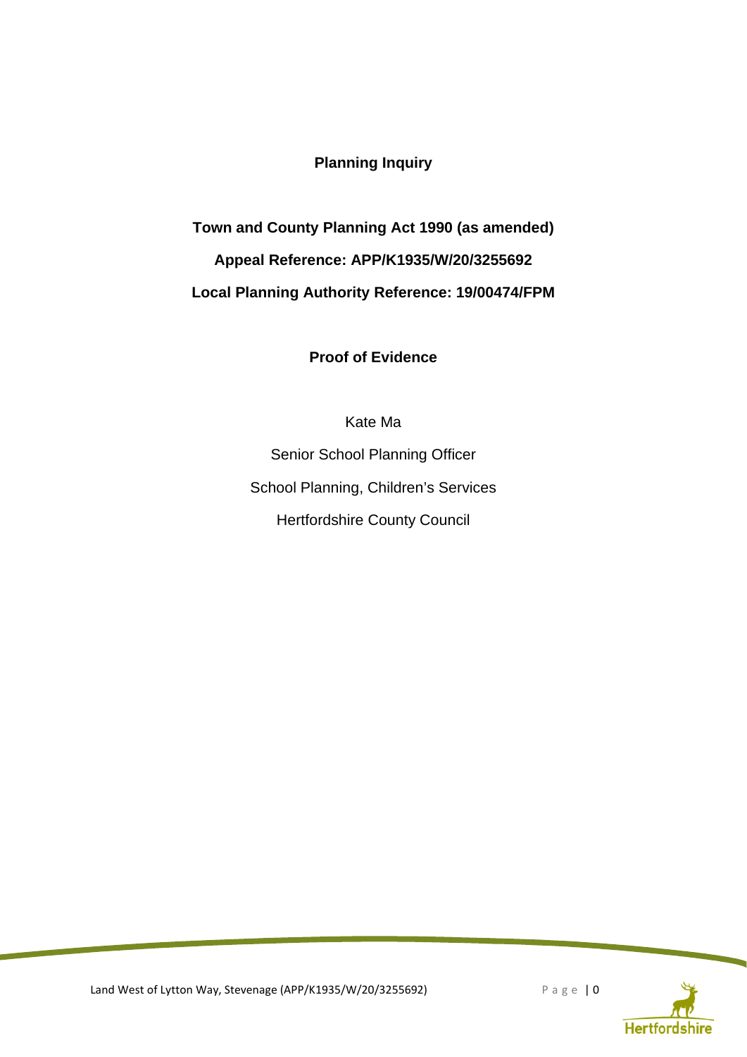**Planning Inquiry**

**Town and County Planning Act 1990 (as amended)**

**Appeal Reference: APP/K1935/W/20/3255692**

**Local Planning Authority Reference: 19/00474/FPM**

**Proof of Evidence**

Kate Ma

Senior School Planning Officer

School Planning, Children's Services

Hertfordshire County Council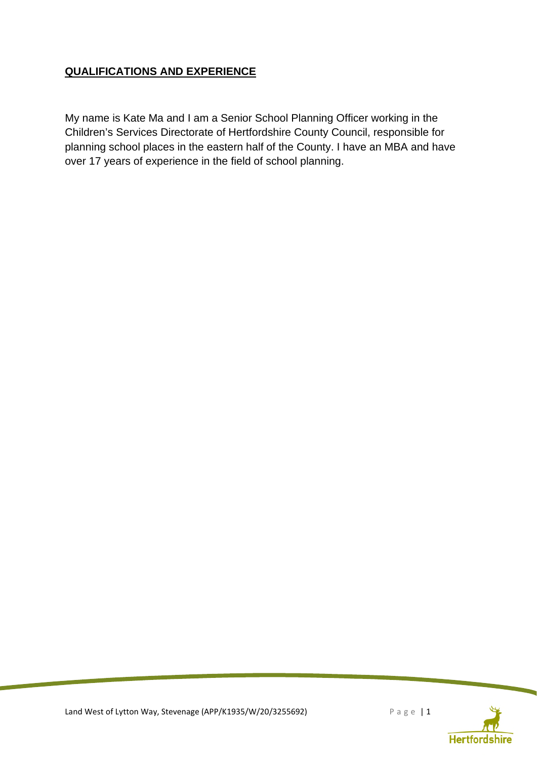## **QUALIFICATIONS AND EXPERIENCE**

My name is Kate Ma and I am a Senior School Planning Officer working in the Children's Services Directorate of Hertfordshire County Council, responsible for planning school places in the eastern half of the County. I have an MBA and have over 17 years of experience in the field of school planning.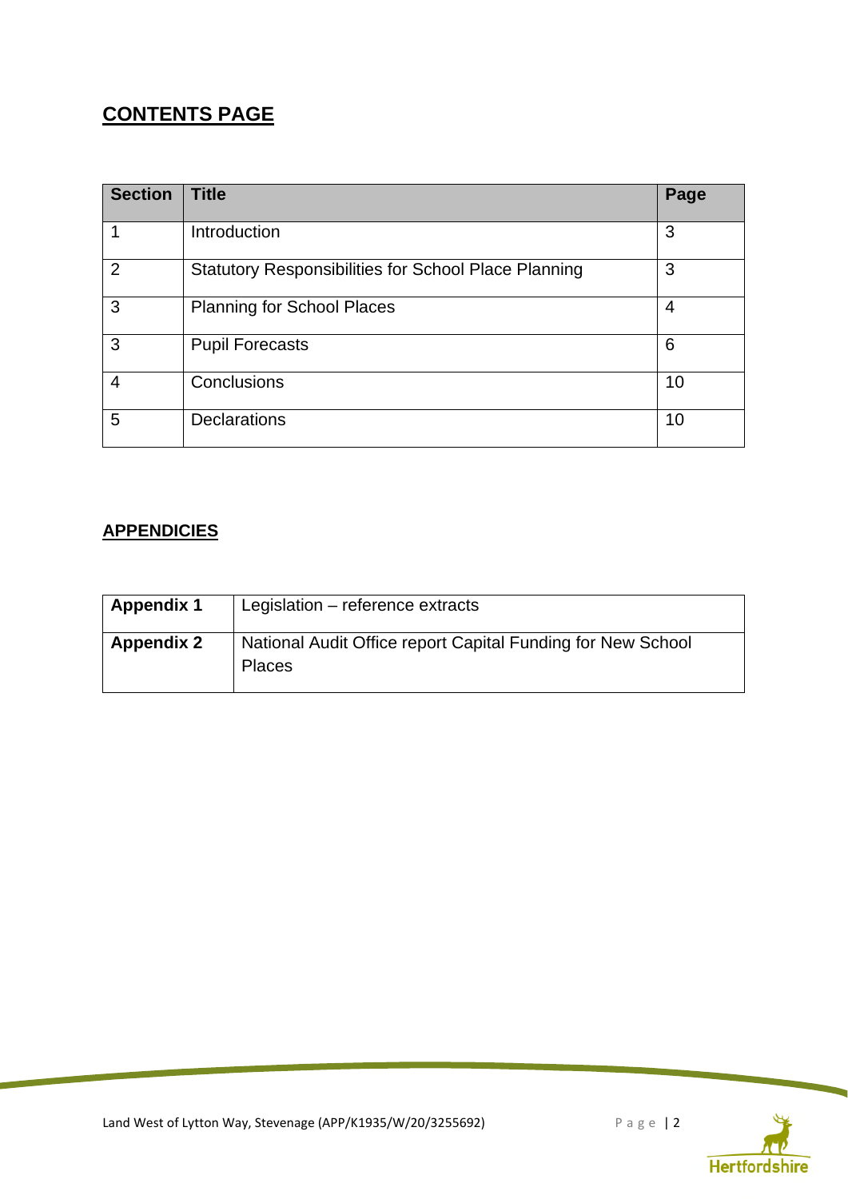## CONTENTS PAGE

| Section | Title | Page |
|---|---|---|
| 1 | Introduction | 3 |
| 2 | Statutory Responsibilities for School Place Planning | 3 |
| 3 | Planning for School Places | 4 |
| 3 | Pupil Forecasts | 6 |
| 4 | Conclusions | 10 |
| 5 | Declarations | 10 |

## APPENDICIES

| | |
|---|---|
| **Appendix 1** | Legislation – reference extracts |
| **Appendix 2** | National Audit Office report Capital Funding for New School Places |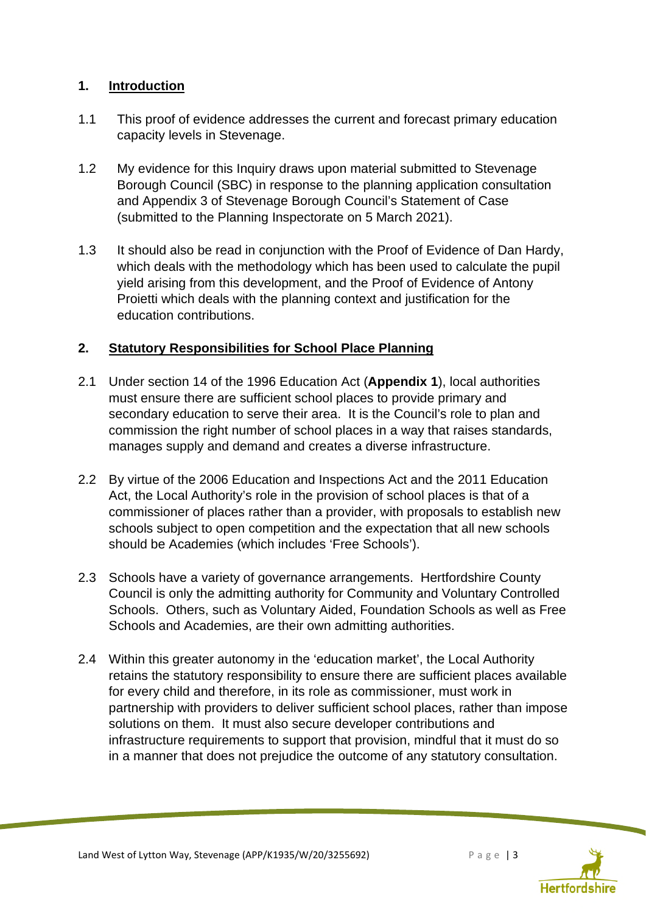## 1. Introduction

1.1 This proof of evidence addresses the current and forecast primary education capacity levels in Stevenage.

1.2 My evidence for this Inquiry draws upon material submitted to Stevenage Borough Council (SBC) in response to the planning application consultation and Appendix 3 of Stevenage Borough Council's Statement of Case (submitted to the Planning Inspectorate on 5 March 2021).

1.3 It should also be read in conjunction with the Proof of Evidence of Dan Hardy, which deals with the methodology which has been used to calculate the pupil yield arising from this development, and the Proof of Evidence of Antony Proietti which deals with the planning context and justification for the education contributions.

## 2. Statutory Responsibilities for School Place Planning

2.1 Under section 14 of the 1996 Education Act (**Appendix 1**), local authorities must ensure there are sufficient school places to provide primary and secondary education to serve their area. It is the Council's role to plan and commission the right number of school places in a way that raises standards, manages supply and demand and creates a diverse infrastructure.

2.2 By virtue of the 2006 Education and Inspections Act and the 2011 Education Act, the Local Authority's role in the provision of school places is that of a commissioner of places rather than a provider, with proposals to establish new schools subject to open competition and the expectation that all new schools should be Academies (which includes 'Free Schools').

2.3 Schools have a variety of governance arrangements. Hertfordshire County Council is only the admitting authority for Community and Voluntary Controlled Schools. Others, such as Voluntary Aided, Foundation Schools as well as Free Schools and Academies, are their own admitting authorities.

2.4 Within this greater autonomy in the 'education market', the Local Authority retains the statutory responsibility to ensure there are sufficient places available for every child and therefore, in its role as commissioner, must work in partnership with providers to deliver sufficient school places, rather than impose solutions on them. It must also secure developer contributions and infrastructure requirements to support that provision, mindful that it must do so in a manner that does not prejudice the outcome of any statutory consultation.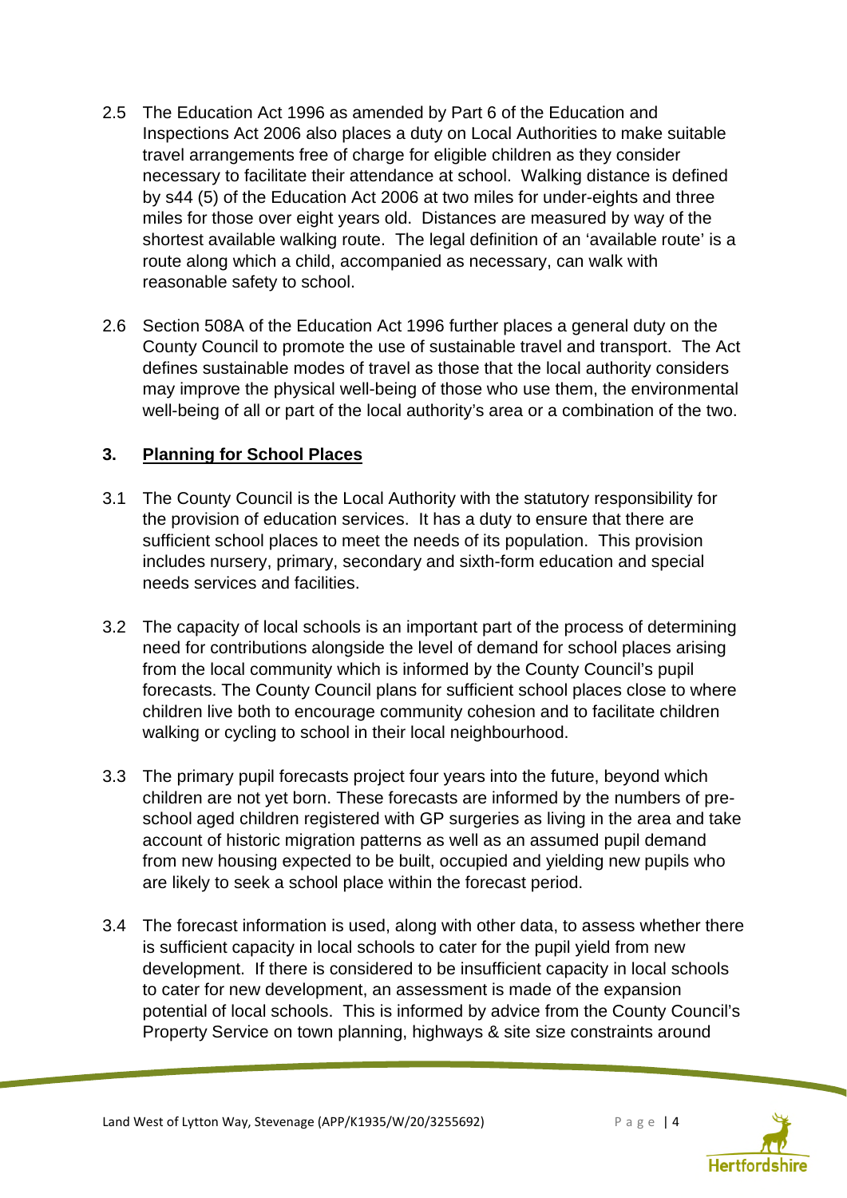2.5 The Education Act 1996 as amended by Part 6 of the Education and Inspections Act 2006 also places a duty on Local Authorities to make suitable travel arrangements free of charge for eligible children as they consider necessary to facilitate their attendance at school. Walking distance is defined by s44 (5) of the Education Act 2006 at two miles for under-eights and three miles for those over eight years old. Distances are measured by way of the shortest available walking route. The legal definition of an 'available route' is a route along which a child, accompanied as necessary, can walk with reasonable safety to school.

2.6 Section 508A of the Education Act 1996 further places a general duty on the County Council to promote the use of sustainable travel and transport. The Act defines sustainable modes of travel as those that the local authority considers may improve the physical well-being of those who use them, the environmental well-being of all or part of the local authority's area or a combination of the two.

## 3. Planning for School Places

3.1 The County Council is the Local Authority with the statutory responsibility for the provision of education services. It has a duty to ensure that there are sufficient school places to meet the needs of its population. This provision includes nursery, primary, secondary and sixth-form education and special needs services and facilities.

3.2 The capacity of local schools is an important part of the process of determining need for contributions alongside the level of demand for school places arising from the local community which is informed by the County Council's pupil forecasts. The County Council plans for sufficient school places close to where children live both to encourage community cohesion and to facilitate children walking or cycling to school in their local neighbourhood.

3.3 The primary pupil forecasts project four years into the future, beyond which children are not yet born. These forecasts are informed by the numbers of pre-school aged children registered with GP surgeries as living in the area and take account of historic migration patterns as well as an assumed pupil demand from new housing expected to be built, occupied and yielding new pupils who are likely to seek a school place within the forecast period.

3.4 The forecast information is used, along with other data, to assess whether there is sufficient capacity in local schools to cater for the pupil yield from new development. If there is considered to be insufficient capacity in local schools to cater for new development, an assessment is made of the expansion potential of local schools. This is informed by advice from the County Council's Property Service on town planning, highways & site size constraints around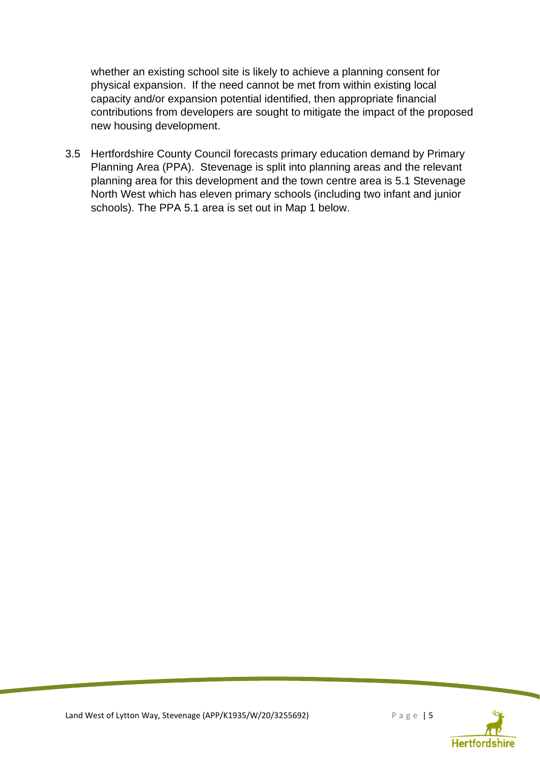whether an existing school site is likely to achieve a planning consent for physical expansion. If the need cannot be met from within existing local capacity and/or expansion potential identified, then appropriate financial contributions from developers are sought to mitigate the impact of the proposed new housing development.

3.5 Hertfordshire County Council forecasts primary education demand by Primary Planning Area (PPA). Stevenage is split into planning areas and the relevant planning area for this development and the town centre area is 5.1 Stevenage North West which has eleven primary schools (including two infant and junior schools). The PPA 5.1 area is set out in Map 1 below.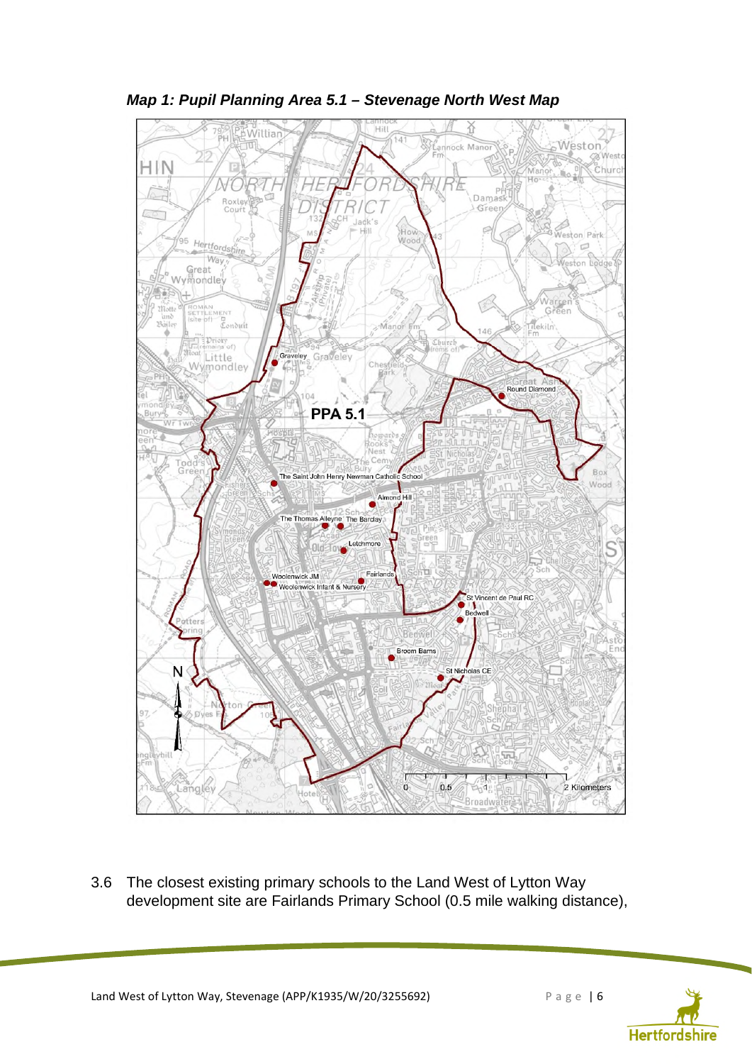***Map 1: Pupil Planning Area 5.1 – Stevenage North West Map***

3.6 The closest existing primary schools to the Land West of Lytton Way development site are Fairlands Primary School (0.5 mile walking distance),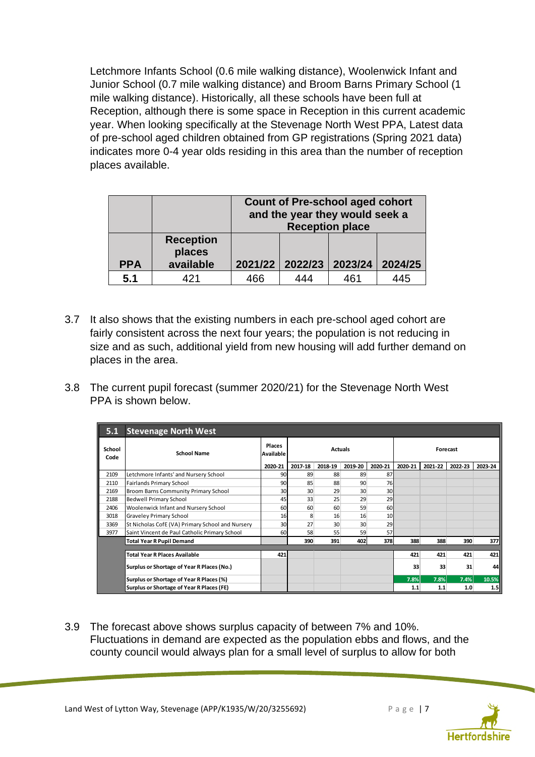Letchmore Infants School (0.6 mile walking distance), Woolenwick Infant and Junior School (0.7 mile walking distance) and Broom Barns Primary School (1 mile walking distance). Historically, all these schools have been full at Reception, although there is some space in Reception in this current academic year. When looking specifically at the Stevenage North West PPA, Latest data of pre-school aged children obtained from GP registrations (Spring 2021 data) indicates more 0-4 year olds residing in this area than the number of reception places available.

| | | Count of Pre-school aged cohort and the year they would seek a Reception place | | | |
|---|---|---|---|---|---|
| **PPA** | **Reception places available** | **2021/22** | **2022/23** | **2023/24** | **2024/25** |
| **5.1** | 421 | 466 | 444 | 461 | 445 |

3.7 It also shows that the existing numbers in each pre-school aged cohort are fairly consistent across the next four years; the population is not reducing in size and as such, additional yield from new housing will add further demand on places in the area.

3.8 The current pupil forecast (summer 2020/21) for the Stevenage North West PPA is shown below.

| **5.1** | **Stevenage North West** | | | | | | | | | |
|---|---|---|---|---|---|---|---|---|---|---|
| **School Code** | **School Name** | **Places Available** | **Actuals** | | | | **Forecast** | | | |
| | | **2020-21** | **2017-18** | **2018-19** | **2019-20** | **2020-21** | **2020-21** | **2021-22** | **2022-23** | **2023-24** |
| 2109 | Letchmore Infants' and Nursery School | 90 | 89 | 88 | 89 | 87 | | | | |
| 2110 | Fairlands Primary School | 90 | 85 | 88 | 90 | 76 | | | | |
| 2169 | Broom Barns Community Primary School | 30 | 30 | 29 | 30 | 30 | | | | |
| 2188 | Bedwell Primary School | 45 | 33 | 25 | 29 | 29 | | | | |
| 2406 | Woolenwick Infant and Nursery School | 60 | 60 | 60 | 59 | 60 | | | | |
| 3018 | Graveley Primary School | 16 | 8 | 16 | 16 | 10 | | | | |
| 3369 | St Nicholas CofE (VA) Primary School and Nursery | 30 | 27 | 30 | 30 | 29 | | | | |
| 3977 | Saint Vincent de Paul Catholic Primary School | 60 | 58 | 55 | 59 | 57 | | | | |
| | **Total Year R Pupil Demand** | | **390** | **391** | **402** | **378** | **388** | **388** | **390** | **377** |
| | **Total Year R Places Available** | **421** | | | | | **421** | **421** | **421** | **421** |
| | **Surplus or Shortage of Year R Places (No.)** | | | | | | **33** | **33** | **31** | **44** |
| | **Surplus or Shortage of Year R Places (%)** | | | | | | **7.8%** | **7.8%** | **7.4%** | **10.5%** |
| | **Surplus or Shortage of Year R Places (FE)** | | | | | | **1.1** | **1.1** | **1.0** | **1.5** |

3.9 The forecast above shows surplus capacity of between 7% and 10%. Fluctuations in demand are expected as the population ebbs and flows, and the county council would always plan for a small level of surplus to allow for both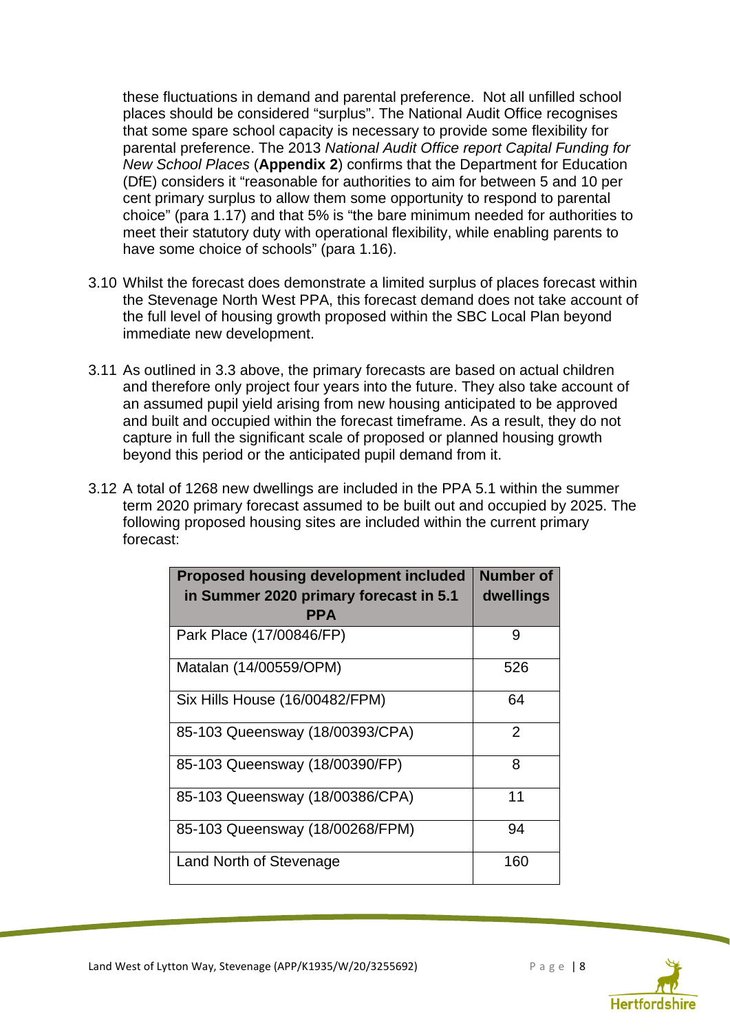these fluctuations in demand and parental preference. Not all unfilled school places should be considered "surplus". The National Audit Office recognises that some spare school capacity is necessary to provide some flexibility for parental preference. The 2013 *National Audit Office report Capital Funding for New School Places* (**Appendix 2**) confirms that the Department for Education (DfE) considers it "reasonable for authorities to aim for between 5 and 10 per cent primary surplus to allow them some opportunity to respond to parental choice" (para 1.17) and that 5% is "the bare minimum needed for authorities to meet their statutory duty with operational flexibility, while enabling parents to have some choice of schools" (para 1.16).

3.10 Whilst the forecast does demonstrate a limited surplus of places forecast within the Stevenage North West PPA, this forecast demand does not take account of the full level of housing growth proposed within the SBC Local Plan beyond immediate new development.

3.11 As outlined in 3.3 above, the primary forecasts are based on actual children and therefore only project four years into the future. They also take account of an assumed pupil yield arising from new housing anticipated to be approved and built and occupied within the forecast timeframe. As a result, they do not capture in full the significant scale of proposed or planned housing growth beyond this period or the anticipated pupil demand from it.

3.12 A total of 1268 new dwellings are included in the PPA 5.1 within the summer term 2020 primary forecast assumed to be built out and occupied by 2025. The following proposed housing sites are included within the current primary forecast:

| Proposed housing development included in Summer 2020 primary forecast in 5.1 PPA | Number of dwellings |
|---|---|
| Park Place (17/00846/FP) | 9 |
| Matalan (14/00559/OPM) | 526 |
| Six Hills House (16/00482/FPM) | 64 |
| 85-103 Queensway (18/00393/CPA) | 2 |
| 85-103 Queensway (18/00390/FP) | 8 |
| 85-103 Queensway (18/00386/CPA) | 11 |
| 85-103 Queensway (18/00268/FPM) | 94 |
| Land North of Stevenage | 160 |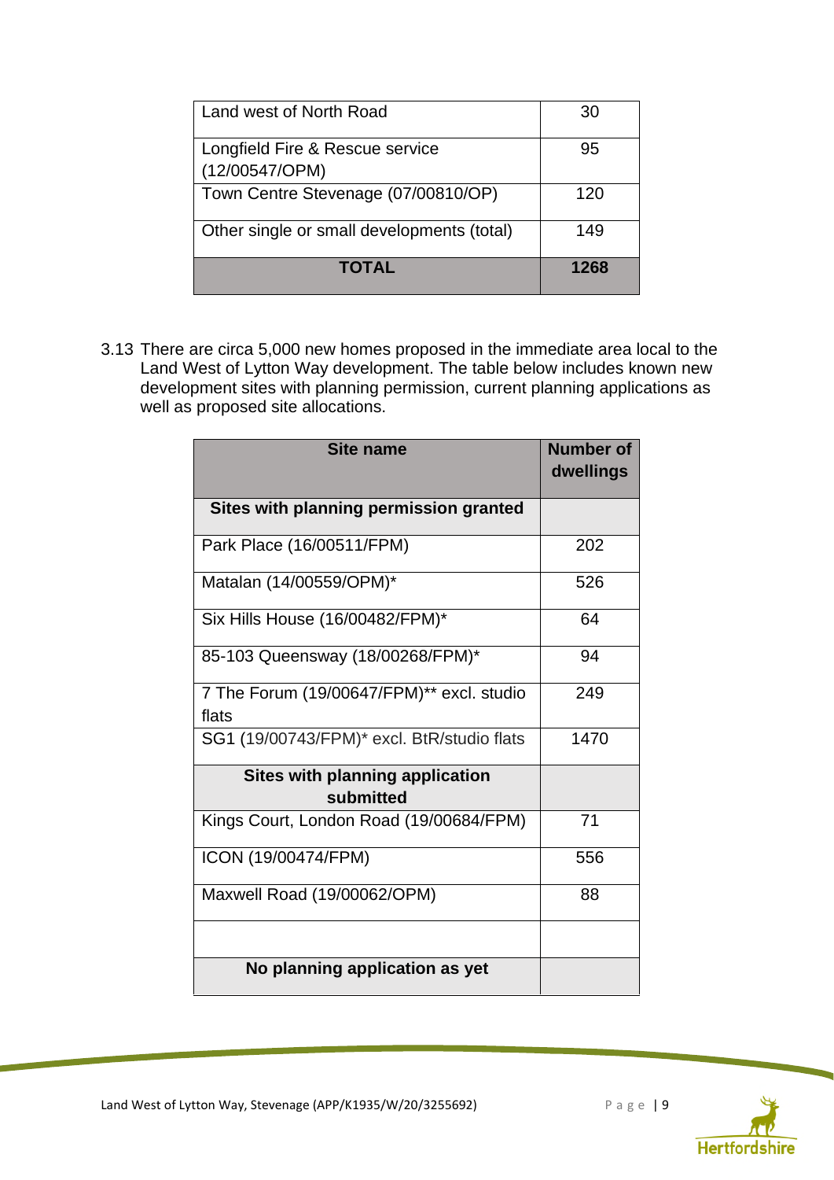| | |
|---|---|
| Land west of North Road | 30 |
| Longfield Fire & Rescue service (12/00547/OPM) | 95 |
| Town Centre Stevenage (07/00810/OP) | 120 |
| Other single or small developments (total) | 149 |
| **TOTAL** | **1268** |

3.13 There are circa 5,000 new homes proposed in the immediate area local to the Land West of Lytton Way development. The table below includes known new development sites with planning permission, current planning applications as well as proposed site allocations.

| Site name | Number of dwellings |
|---|---|
| **Sites with planning permission granted** | |
| Park Place (16/00511/FPM) | 202 |
| Matalan (14/00559/OPM)* | 526 |
| Six Hills House (16/00482/FPM)* | 64 |
| 85-103 Queensway (18/00268/FPM)* | 94 |
| 7 The Forum (19/00647/FPM)** excl. studio flats | 249 |
| SG1 (19/00743/FPM)* excl. BtR/studio flats | 1470 |
| **Sites with planning application submitted** | |
| Kings Court, London Road (19/00684/FPM) | 71 |
| ICON (19/00474/FPM) | 556 |
| Maxwell Road (19/00062/OPM) | 88 |
| | |
| **No planning application as yet** | |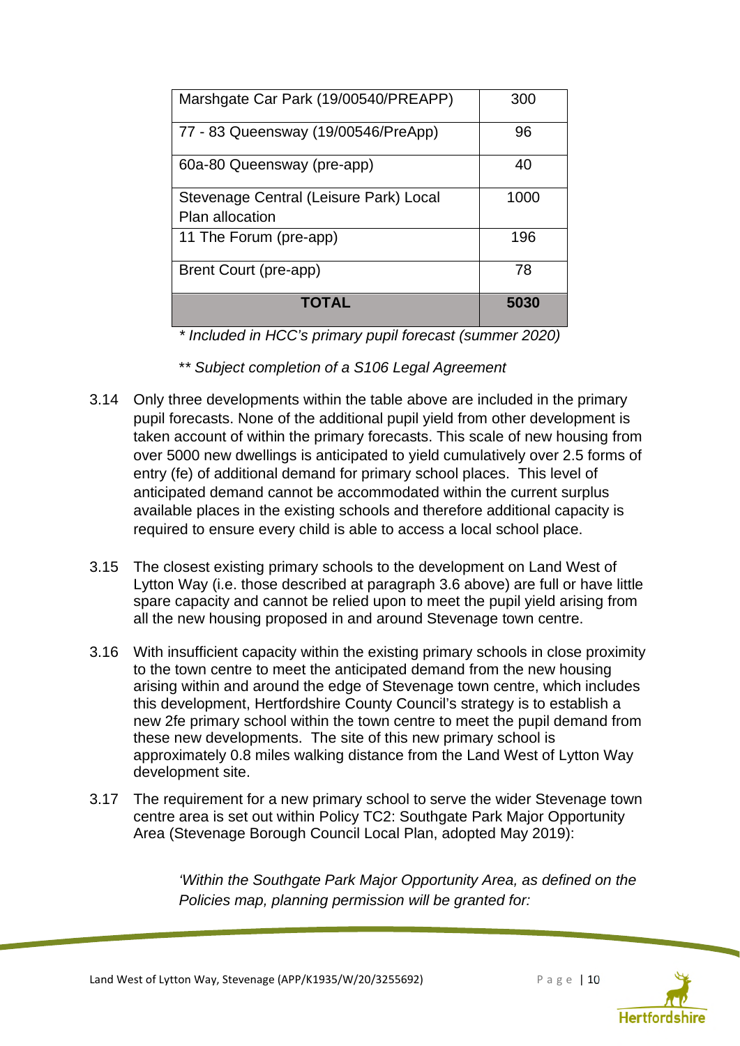| | |
|---|---|
| Marshgate Car Park (19/00540/PREAPP) | 300 |
| 77 - 83 Queensway (19/00546/PreApp) | 96 |
| 60a-80 Queensway (pre-app) | 40 |
| Stevenage Central (Leisure Park) Local Plan allocation | 1000 |
| 11 The Forum (pre-app) | 196 |
| Brent Court (pre-app) | 78 |
| **TOTAL** | **5030** |

*\* Included in HCC's primary pupil forecast (summer 2020)*

*\*\* Subject completion of a S106 Legal Agreement*

3.14 Only three developments within the table above are included in the primary pupil forecasts. None of the additional pupil yield from other development is taken account of within the primary forecasts. This scale of new housing from over 5000 new dwellings is anticipated to yield cumulatively over 2.5 forms of entry (fe) of additional demand for primary school places. This level of anticipated demand cannot be accommodated within the current surplus available places in the existing schools and therefore additional capacity is required to ensure every child is able to access a local school place.

3.15 The closest existing primary schools to the development on Land West of Lytton Way (i.e. those described at paragraph 3.6 above) are full or have little spare capacity and cannot be relied upon to meet the pupil yield arising from all the new housing proposed in and around Stevenage town centre.

3.16 With insufficient capacity within the existing primary schools in close proximity to the town centre to meet the anticipated demand from the new housing arising within and around the edge of Stevenage town centre, which includes this development, Hertfordshire County Council's strategy is to establish a new 2fe primary school within the town centre to meet the pupil demand from these new developments. The site of this new primary school is approximately 0.8 miles walking distance from the Land West of Lytton Way development site.

3.17 The requirement for a new primary school to serve the wider Stevenage town centre area is set out within Policy TC2: Southgate Park Major Opportunity Area (Stevenage Borough Council Local Plan, adopted May 2019):

> *'Within the Southgate Park Major Opportunity Area, as defined on the Policies map, planning permission will be granted for:*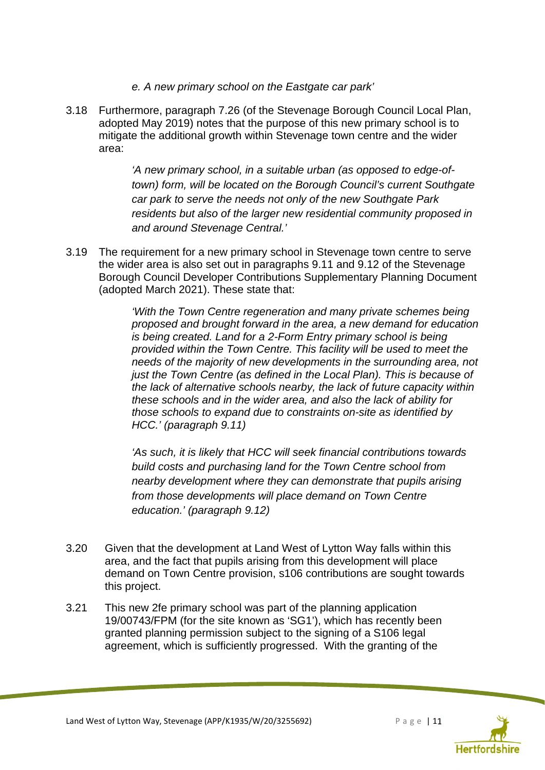*e. A new primary school on the Eastgate car park'*

3.18 Furthermore, paragraph 7.26 (of the Stevenage Borough Council Local Plan, adopted May 2019) notes that the purpose of this new primary school is to mitigate the additional growth within Stevenage town centre and the wider area:

> *'A new primary school, in a suitable urban (as opposed to edge-of-town) form, will be located on the Borough Council's current Southgate car park to serve the needs not only of the new Southgate Park residents but also of the larger new residential community proposed in and around Stevenage Central.'*

3.19 The requirement for a new primary school in Stevenage town centre to serve the wider area is also set out in paragraphs 9.11 and 9.12 of the Stevenage Borough Council Developer Contributions Supplementary Planning Document (adopted March 2021). These state that:

> *'With the Town Centre regeneration and many private schemes being proposed and brought forward in the area, a new demand for education is being created. Land for a 2-Form Entry primary school is being provided within the Town Centre. This facility will be used to meet the needs of the majority of new developments in the surrounding area, not just the Town Centre (as defined in the Local Plan). This is because of the lack of alternative schools nearby, the lack of future capacity within these schools and in the wider area, and also the lack of ability for those schools to expand due to constraints on-site as identified by HCC.' (paragraph 9.11)*
>
> *'As such, it is likely that HCC will seek financial contributions towards build costs and purchasing land for the Town Centre school from nearby development where they can demonstrate that pupils arising from those developments will place demand on Town Centre education.' (paragraph 9.12)*

3.20 Given that the development at Land West of Lytton Way falls within this area, and the fact that pupils arising from this development will place demand on Town Centre provision, s106 contributions are sought towards this project.

3.21 This new 2fe primary school was part of the planning application 19/00743/FPM (for the site known as 'SG1'), which has recently been granted planning permission subject to the signing of a S106 legal agreement, which is sufficiently progressed. With the granting of the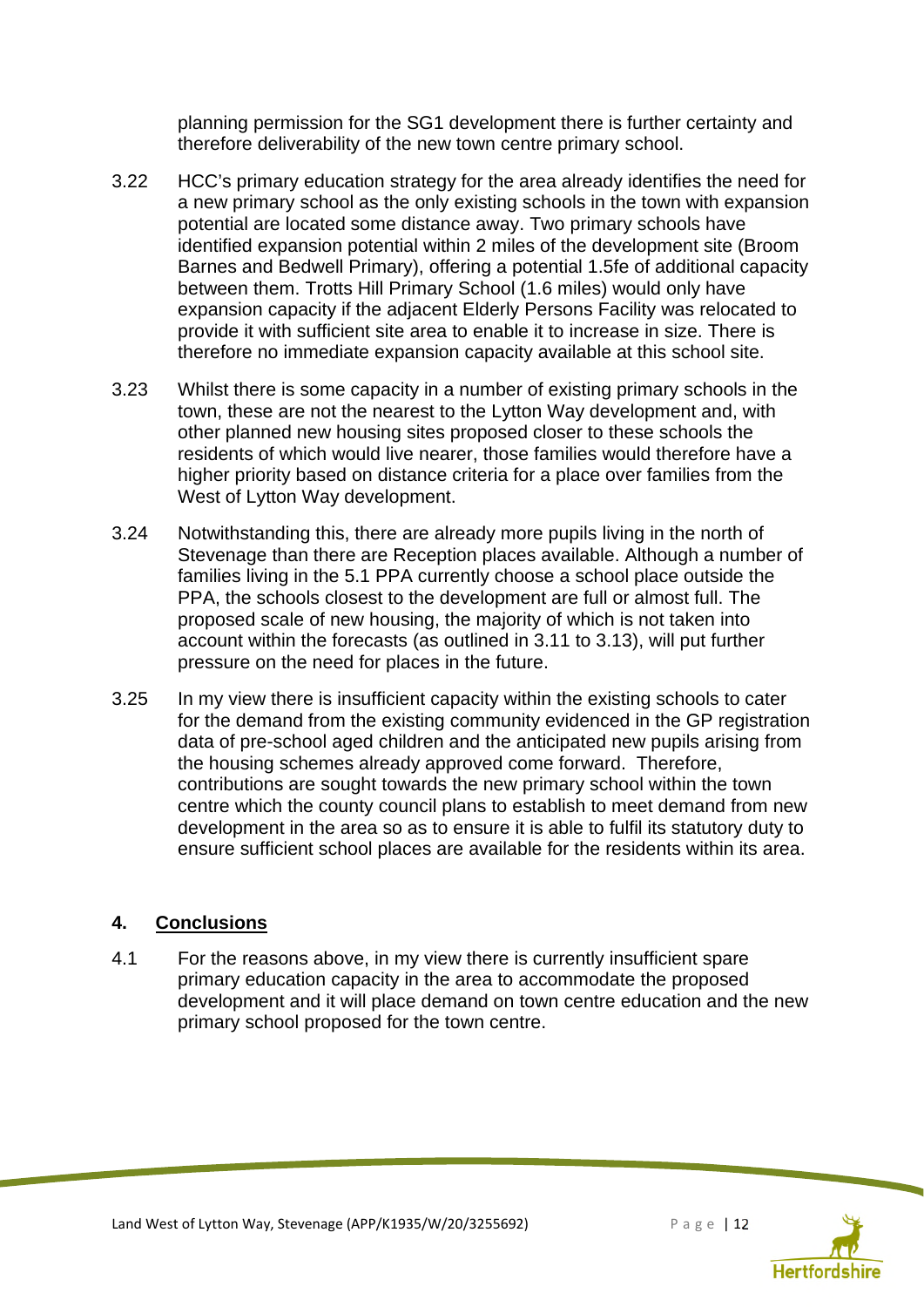planning permission for the SG1 development there is further certainty and therefore deliverability of the new town centre primary school.

3.22 HCC's primary education strategy for the area already identifies the need for a new primary school as the only existing schools in the town with expansion potential are located some distance away. Two primary schools have identified expansion potential within 2 miles of the development site (Broom Barnes and Bedwell Primary), offering a potential 1.5fe of additional capacity between them. Trotts Hill Primary School (1.6 miles) would only have expansion capacity if the adjacent Elderly Persons Facility was relocated to provide it with sufficient site area to enable it to increase in size. There is therefore no immediate expansion capacity available at this school site.

3.23 Whilst there is some capacity in a number of existing primary schools in the town, these are not the nearest to the Lytton Way development and, with other planned new housing sites proposed closer to these schools the residents of which would live nearer, those families would therefore have a higher priority based on distance criteria for a place over families from the West of Lytton Way development.

3.24 Notwithstanding this, there are already more pupils living in the north of Stevenage than there are Reception places available. Although a number of families living in the 5.1 PPA currently choose a school place outside the PPA, the schools closest to the development are full or almost full. The proposed scale of new housing, the majority of which is not taken into account within the forecasts (as outlined in 3.11 to 3.13), will put further pressure on the need for places in the future.

3.25 In my view there is insufficient capacity within the existing schools to cater for the demand from the existing community evidenced in the GP registration data of pre-school aged children and the anticipated new pupils arising from the housing schemes already approved come forward. Therefore, contributions are sought towards the new primary school within the town centre which the county council plans to establish to meet demand from new development in the area so as to ensure it is able to fulfil its statutory duty to ensure sufficient school places are available for the residents within its area.

## 4. Conclusions

4.1 For the reasons above, in my view there is currently insufficient spare primary education capacity in the area to accommodate the proposed development and it will place demand on town centre education and the new primary school proposed for the town centre.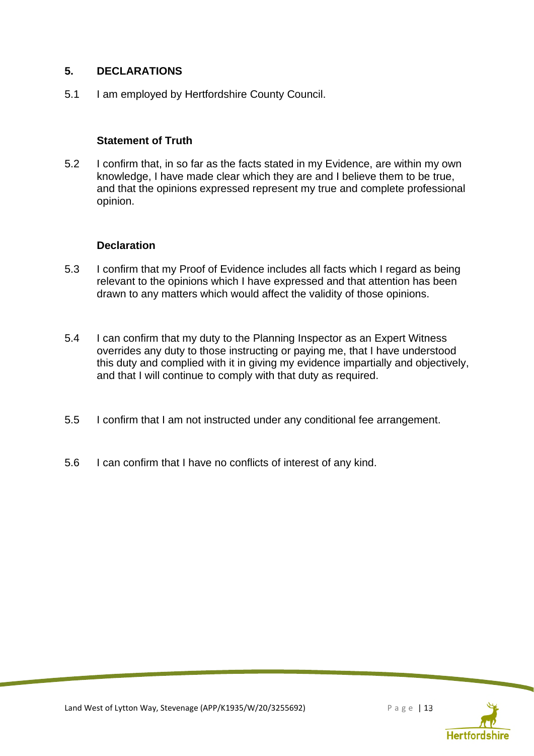## 5. DECLARATIONS

5.1 I am employed by Hertfordshire County Council.

### Statement of Truth

5.2 I confirm that, in so far as the facts stated in my Evidence, are within my own knowledge, I have made clear which they are and I believe them to be true, and that the opinions expressed represent my true and complete professional opinion.

### Declaration

5.3 I confirm that my Proof of Evidence includes all facts which I regard as being relevant to the opinions which I have expressed and that attention has been drawn to any matters which would affect the validity of those opinions.

5.4 I can confirm that my duty to the Planning Inspector as an Expert Witness overrides any duty to those instructing or paying me, that I have understood this duty and complied with it in giving my evidence impartially and objectively, and that I will continue to comply with that duty as required.

5.5 I confirm that I am not instructed under any conditional fee arrangement.

5.6 I can confirm that I have no conflicts of interest of any kind.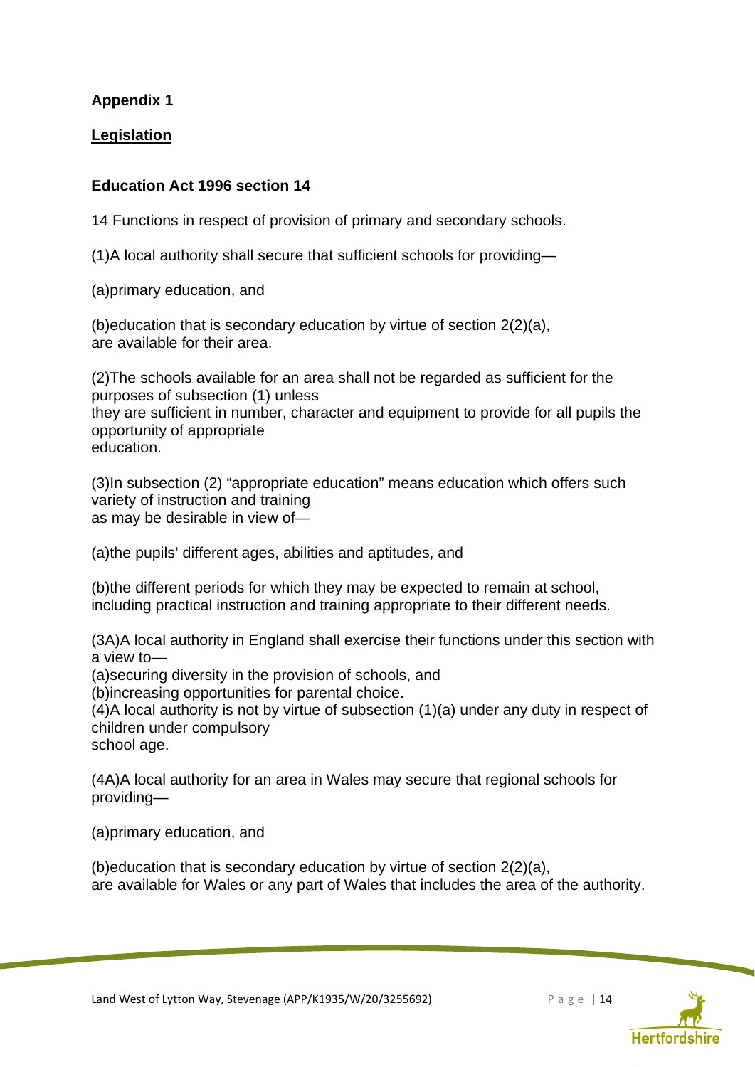**Appendix 1**

**Legislation**

**Education Act 1996 section 14**

14 Functions in respect of provision of primary and secondary schools.

(1)A local authority shall secure that sufficient schools for providing—

(a)primary education, and

(b)education that is secondary education by virtue of section 2(2)(a), are available for their area.

(2)The schools available for an area shall not be regarded as sufficient for the purposes of subsection (1) unless they are sufficient in number, character and equipment to provide for all pupils the opportunity of appropriate education.

(3)In subsection (2) "appropriate education" means education which offers such variety of instruction and training as may be desirable in view of—

(a)the pupils' different ages, abilities and aptitudes, and

(b)the different periods for which they may be expected to remain at school, including practical instruction and training appropriate to their different needs.

(3A)A local authority in England shall exercise their functions under this section with a view to—
(a)securing diversity in the provision of schools, and
(b)increasing opportunities for parental choice.
(4)A local authority is not by virtue of subsection (1)(a) under any duty in respect of children under compulsory school age.

(4A)A local authority for an area in Wales may secure that regional schools for providing—

(a)primary education, and

(b)education that is secondary education by virtue of section 2(2)(a), are available for Wales or any part of Wales that includes the area of the authority.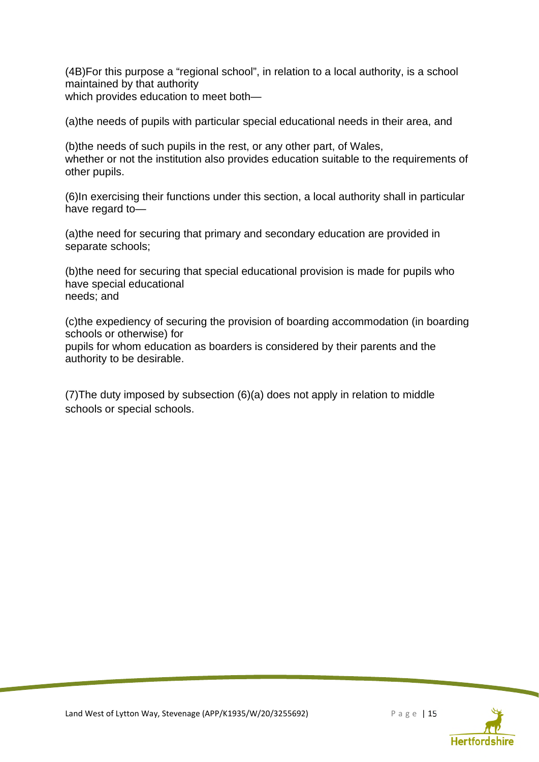(4B)For this purpose a "regional school", in relation to a local authority, is a school maintained by that authority
which provides education to meet both—

(a)the needs of pupils with particular special educational needs in their area, and

(b)the needs of such pupils in the rest, or any other part, of Wales,
whether or not the institution also provides education suitable to the requirements of other pupils.

(6)In exercising their functions under this section, a local authority shall in particular have regard to—

(a)the need for securing that primary and secondary education are provided in separate schools;

(b)the need for securing that special educational provision is made for pupils who have special educational
needs; and

(c)the expediency of securing the provision of boarding accommodation (in boarding schools or otherwise) for
pupils for whom education as boarders is considered by their parents and the authority to be desirable.

(7)The duty imposed by subsection (6)(a) does not apply in relation to middle schools or special schools.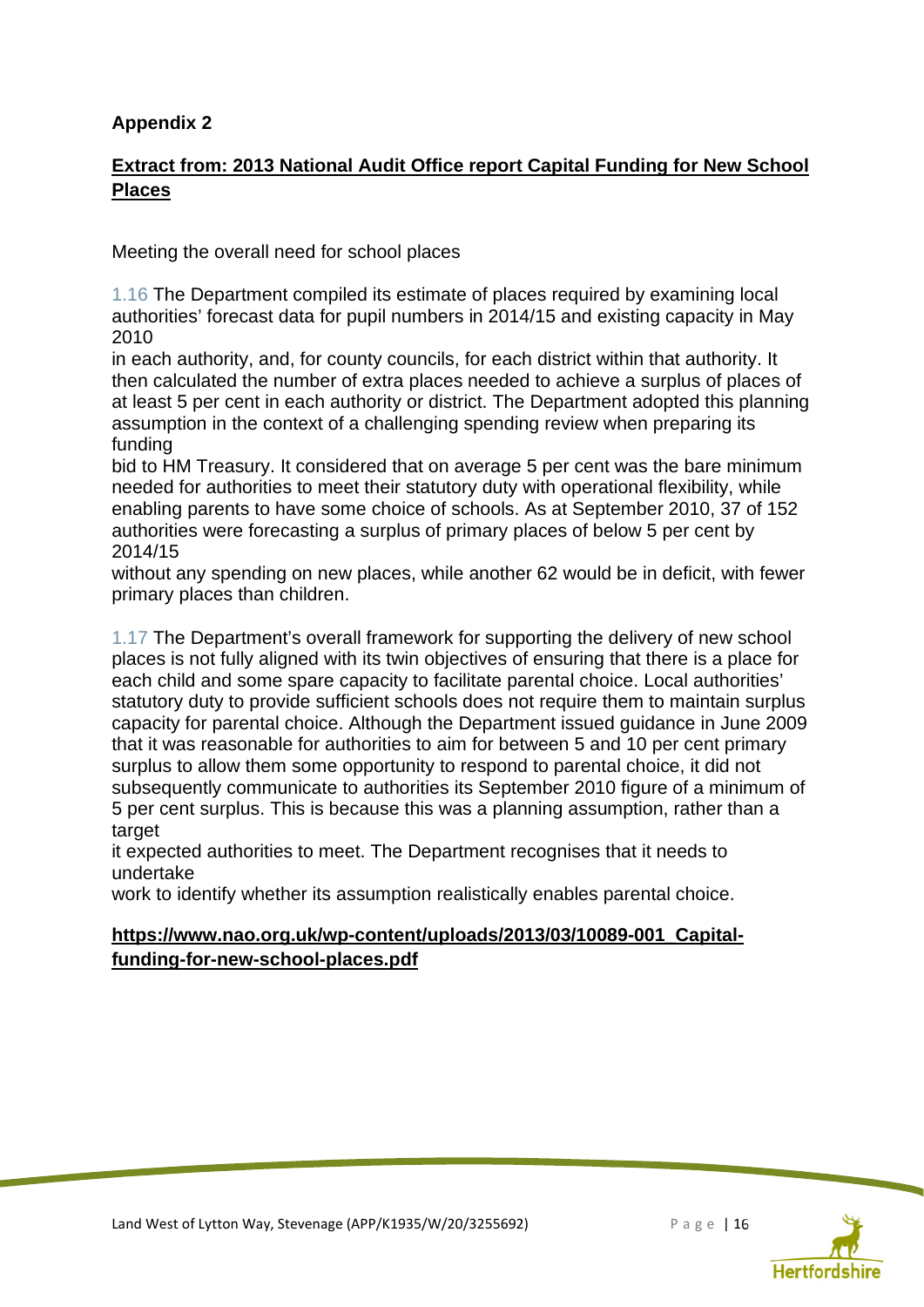**Appendix 2**

## Extract from: 2013 National Audit Office report Capital Funding for New School Places

Meeting the overall need for school places

1.16 The Department compiled its estimate of places required by examining local authorities' forecast data for pupil numbers in 2014/15 and existing capacity in May 2010 in each authority, and, for county councils, for each district within that authority. It then calculated the number of extra places needed to achieve a surplus of places of at least 5 per cent in each authority or district. The Department adopted this planning assumption in the context of a challenging spending review when preparing its funding bid to HM Treasury. It considered that on average 5 per cent was the bare minimum needed for authorities to meet their statutory duty with operational flexibility, while enabling parents to have some choice of schools. As at September 2010, 37 of 152 authorities were forecasting a surplus of primary places of below 5 per cent by 2014/15 without any spending on new places, while another 62 would be in deficit, with fewer primary places than children.

1.17 The Department's overall framework for supporting the delivery of new school places is not fully aligned with its twin objectives of ensuring that there is a place for each child and some spare capacity to facilitate parental choice. Local authorities' statutory duty to provide sufficient schools does not require them to maintain surplus capacity for parental choice. Although the Department issued guidance in June 2009 that it was reasonable for authorities to aim for between 5 and 10 per cent primary surplus to allow them some opportunity to respond to parental choice, it did not subsequently communicate to authorities its September 2010 figure of a minimum of 5 per cent surplus. This is because this was a planning assumption, rather than a target it expected authorities to meet. The Department recognises that it needs to undertake work to identify whether its assumption realistically enables parental choice.

**https://www.nao.org.uk/wp-content/uploads/2013/03/10089-001_Capital-funding-for-new-school-places.pdf**